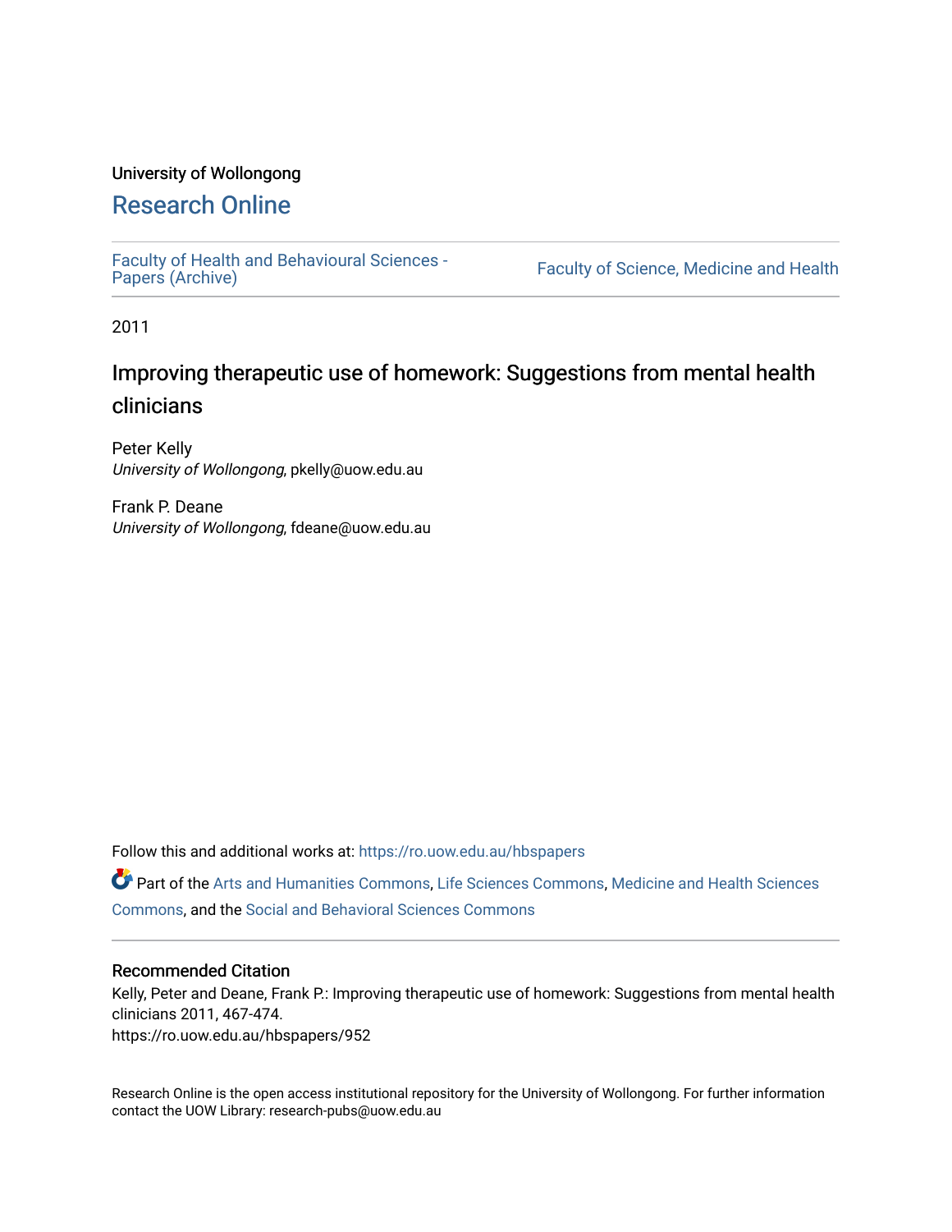University of Wollongong

# Research Online

Faculty of Health and Behavioural Sciences - Papers (Archive)

Faculty of Science, Medicine and Health

2011

## Improving therapeutic use of homework: Suggestions from mental health clinicians

Peter Kelly
*University of Wollongong*, pkelly@uow.edu.au

Frank P. Deane
*University of Wollongong*, fdeane@uow.edu.au

Follow this and additional works at: https://ro.uow.edu.au/hbspapers

Part of the Arts and Humanities Commons, Life Sciences Commons, Medicine and Health Sciences Commons, and the Social and Behavioral Sciences Commons

### Recommended Citation

Kelly, Peter and Deane, Frank P.: Improving therapeutic use of homework: Suggestions from mental health clinicians 2011, 467-474.
https://ro.uow.edu.au/hbspapers/952

Research Online is the open access institutional repository for the University of Wollongong. For further information contact the UOW Library: research-pubs@uow.edu.au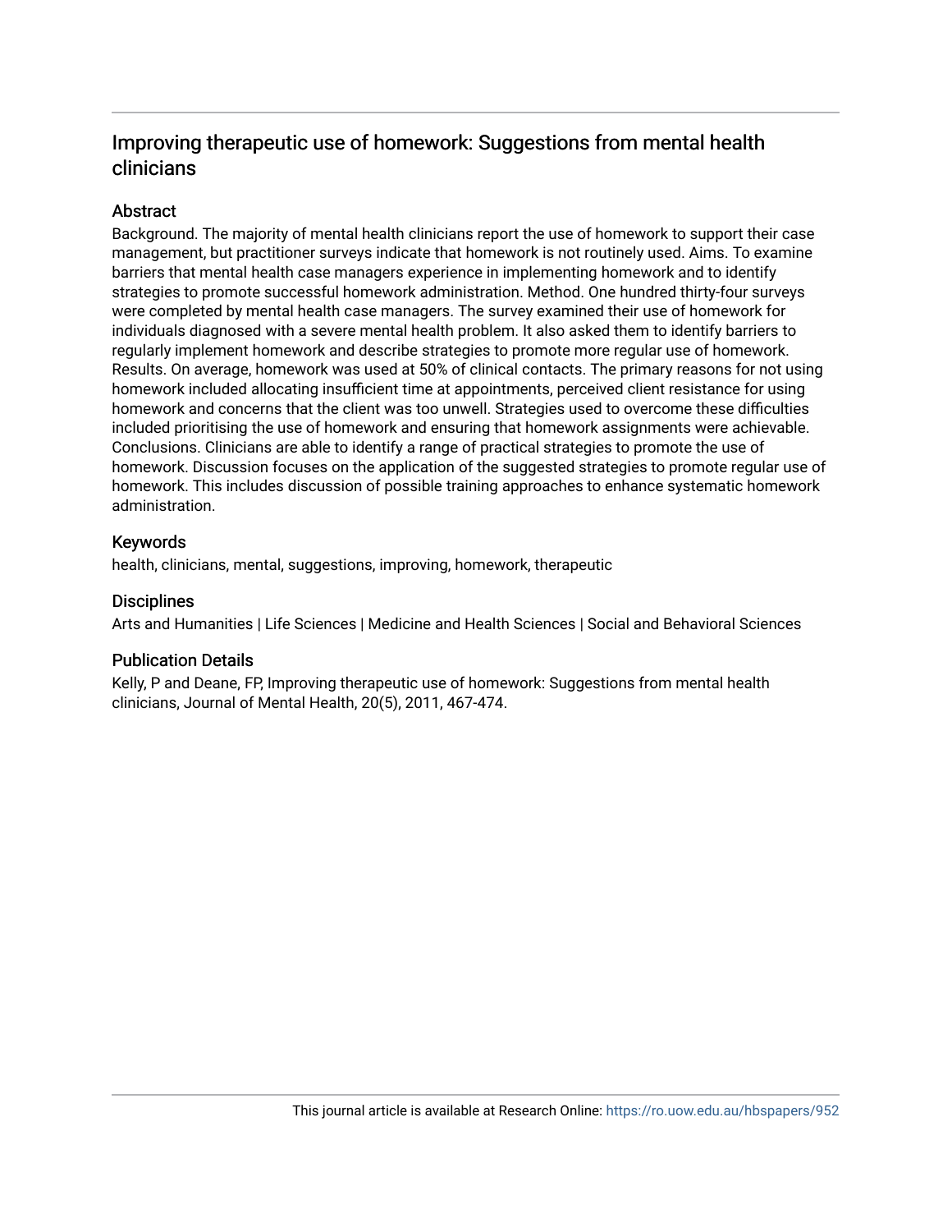# Improving therapeutic use of homework: Suggestions from mental health clinicians

## Abstract

Background. The majority of mental health clinicians report the use of homework to support their case management, but practitioner surveys indicate that homework is not routinely used. Aims. To examine barriers that mental health case managers experience in implementing homework and to identify strategies to promote successful homework administration. Method. One hundred thirty-four surveys were completed by mental health case managers. The survey examined their use of homework for individuals diagnosed with a severe mental health problem. It also asked them to identify barriers to regularly implement homework and describe strategies to promote more regular use of homework. Results. On average, homework was used at 50% of clinical contacts. The primary reasons for not using homework included allocating insufficient time at appointments, perceived client resistance for using homework and concerns that the client was too unwell. Strategies used to overcome these difficulties included prioritising the use of homework and ensuring that homework assignments were achievable. Conclusions. Clinicians are able to identify a range of practical strategies to promote the use of homework. Discussion focuses on the application of the suggested strategies to promote regular use of homework. This includes discussion of possible training approaches to enhance systematic homework administration.

## Keywords

health, clinicians, mental, suggestions, improving, homework, therapeutic

## Disciplines

Arts and Humanities | Life Sciences | Medicine and Health Sciences | Social and Behavioral Sciences

## Publication Details

Kelly, P and Deane, FP, Improving therapeutic use of homework: Suggestions from mental health clinicians, Journal of Mental Health, 20(5), 2011, 467-474.

This journal article is available at Research Online: https://ro.uow.edu.au/hbspapers/952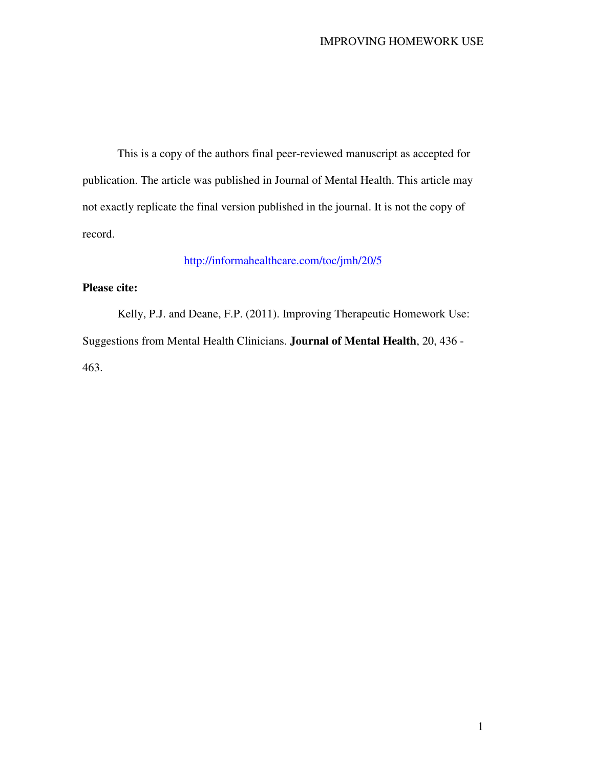This is a copy of the authors final peer-reviewed manuscript as accepted for publication. The article was published in Journal of Mental Health. This article may not exactly replicate the final version published in the journal. It is not the copy of record.

http://informahealthcare.com/toc/jmh/20/5

**Please cite:**

Kelly, P.J. and Deane, F.P. (2011). Improving Therapeutic Homework Use: Suggestions from Mental Health Clinicians. **Journal of Mental Health**, 20, 436 - 463.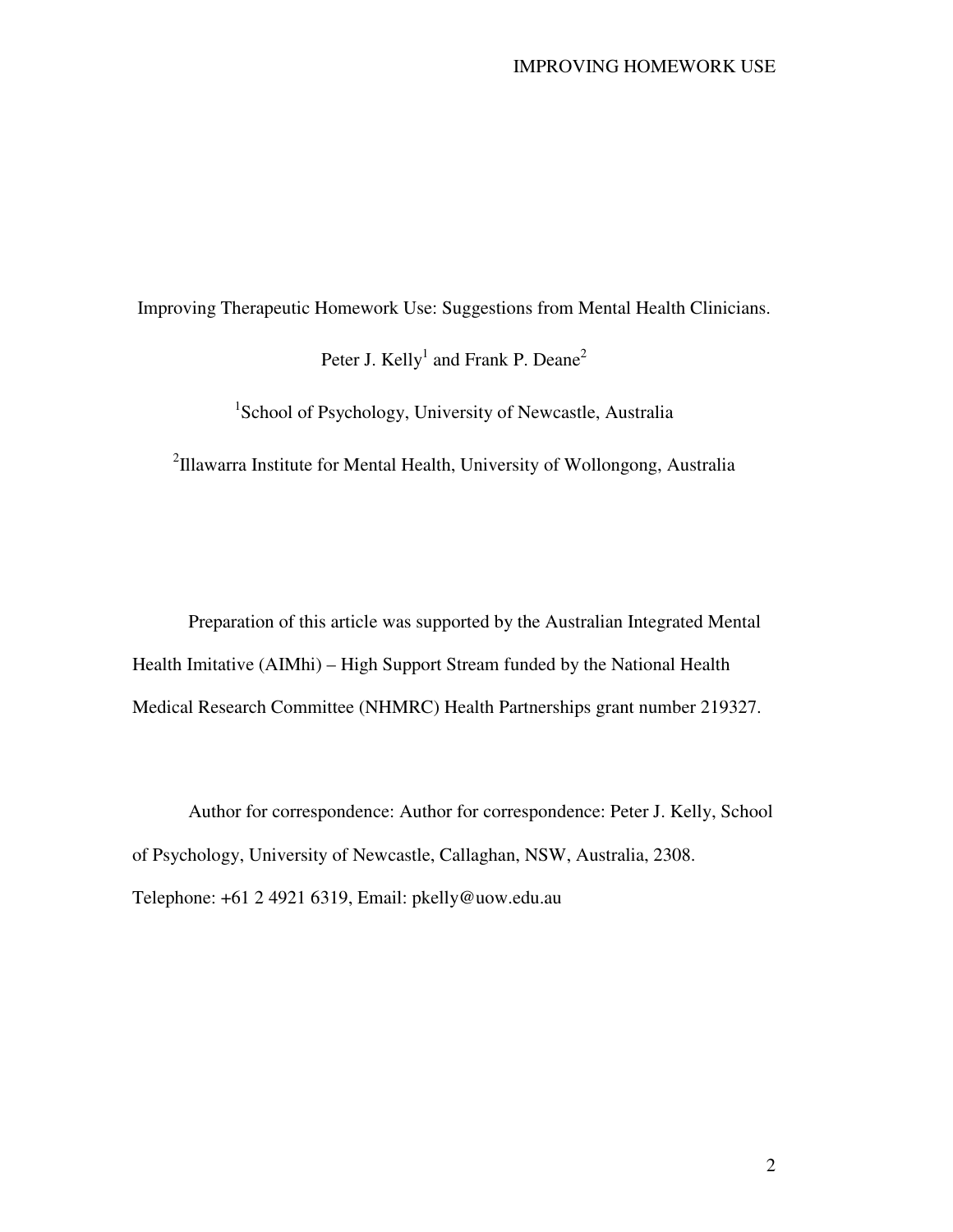Improving Therapeutic Homework Use: Suggestions from Mental Health Clinicians.

Peter J. Kelly[1] and Frank P. Deane[2]

[1]School of Psychology, University of Newcastle, Australia

[2]Illawarra Institute for Mental Health, University of Wollongong, Australia

Preparation of this article was supported by the Australian Integrated Mental Health Imitative (AIMhi) – High Support Stream funded by the National Health Medical Research Committee (NHMRC) Health Partnerships grant number 219327.

Author for correspondence: Author for correspondence: Peter J. Kelly, School of Psychology, University of Newcastle, Callaghan, NSW, Australia, 2308. Telephone: +61 2 4921 6319, Email: pkelly@uow.edu.au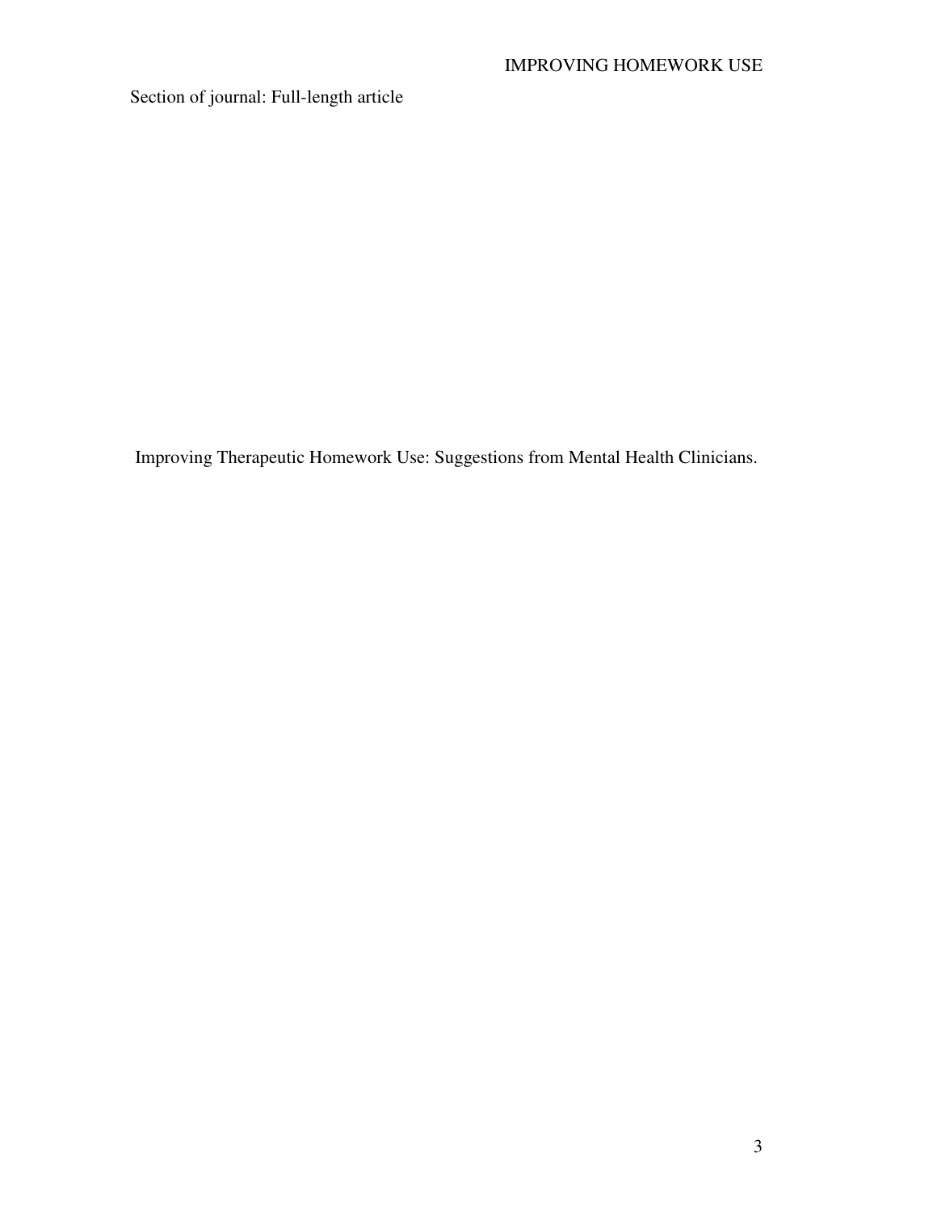Section of journal: Full-length article

# Improving Therapeutic Homework Use: Suggestions from Mental Health Clinicians.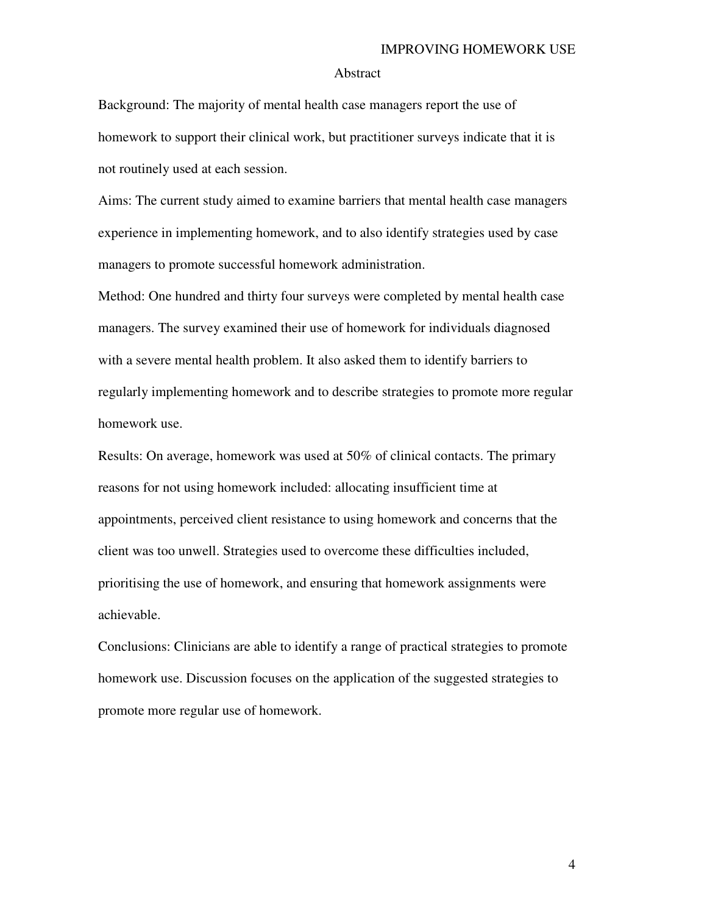## Abstract

Background: The majority of mental health case managers report the use of homework to support their clinical work, but practitioner surveys indicate that it is not routinely used at each session.

Aims: The current study aimed to examine barriers that mental health case managers experience in implementing homework, and to also identify strategies used by case managers to promote successful homework administration.

Method: One hundred and thirty four surveys were completed by mental health case managers. The survey examined their use of homework for individuals diagnosed with a severe mental health problem. It also asked them to identify barriers to regularly implementing homework and to describe strategies to promote more regular homework use.

Results: On average, homework was used at 50% of clinical contacts. The primary reasons for not using homework included: allocating insufficient time at appointments, perceived client resistance to using homework and concerns that the client was too unwell. Strategies used to overcome these difficulties included, prioritising the use of homework, and ensuring that homework assignments were achievable.

Conclusions: Clinicians are able to identify a range of practical strategies to promote homework use. Discussion focuses on the application of the suggested strategies to promote more regular use of homework.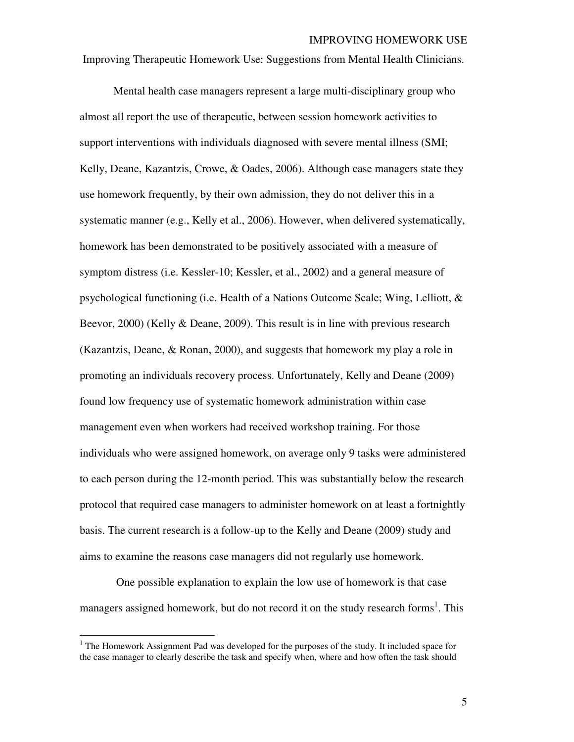Improving Therapeutic Homework Use: Suggestions from Mental Health Clinicians.

Mental health case managers represent a large multi-disciplinary group who almost all report the use of therapeutic, between session homework activities to support interventions with individuals diagnosed with severe mental illness (SMI; Kelly, Deane, Kazantzis, Crowe, & Oades, 2006). Although case managers state they use homework frequently, by their own admission, they do not deliver this in a systematic manner (e.g., Kelly et al., 2006). However, when delivered systematically, homework has been demonstrated to be positively associated with a measure of symptom distress (i.e. Kessler-10; Kessler, et al., 2002) and a general measure of psychological functioning (i.e. Health of a Nations Outcome Scale; Wing, Lelliott, & Beevor, 2000) (Kelly & Deane, 2009). This result is in line with previous research (Kazantzis, Deane, & Ronan, 2000), and suggests that homework my play a role in promoting an individuals recovery process. Unfortunately, Kelly and Deane (2009) found low frequency use of systematic homework administration within case management even when workers had received workshop training. For those individuals who were assigned homework, on average only 9 tasks were administered to each person during the 12-month period. This was substantially below the research protocol that required case managers to administer homework on at least a fortnightly basis. The current research is a follow-up to the Kelly and Deane (2009) study and aims to examine the reasons case managers did not regularly use homework.

One possible explanation to explain the low use of homework is that case managers assigned homework, but do not record it on the study research forms[1]. This

[1] The Homework Assignment Pad was developed for the purposes of the study. It included space for the case manager to clearly describe the task and specify when, where and how often the task should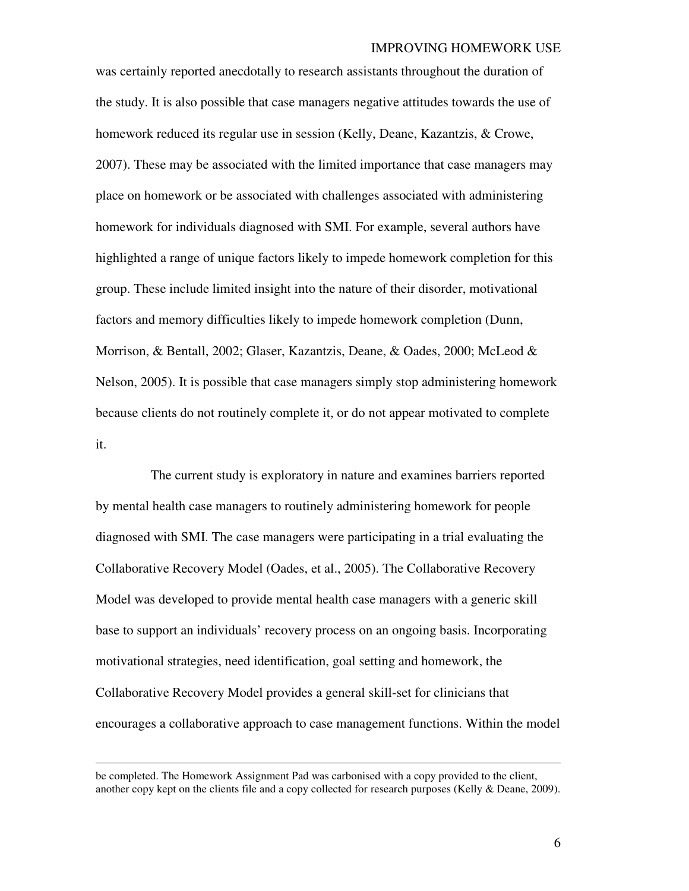was certainly reported anecdotally to research assistants throughout the duration of the study. It is also possible that case managers negative attitudes towards the use of homework reduced its regular use in session (Kelly, Deane, Kazantzis, & Crowe, 2007). These may be associated with the limited importance that case managers may place on homework or be associated with challenges associated with administering homework for individuals diagnosed with SMI. For example, several authors have highlighted a range of unique factors likely to impede homework completion for this group. These include limited insight into the nature of their disorder, motivational factors and memory difficulties likely to impede homework completion (Dunn, Morrison, & Bentall, 2002; Glaser, Kazantzis, Deane, & Oades, 2000; McLeod & Nelson, 2005). It is possible that case managers simply stop administering homework because clients do not routinely complete it, or do not appear motivated to complete it.

The current study is exploratory in nature and examines barriers reported by mental health case managers to routinely administering homework for people diagnosed with SMI. The case managers were participating in a trial evaluating the Collaborative Recovery Model (Oades, et al., 2005). The Collaborative Recovery Model was developed to provide mental health case managers with a generic skill base to support an individuals' recovery process on an ongoing basis. Incorporating motivational strategies, need identification, goal setting and homework, the Collaborative Recovery Model provides a general skill-set for clinicians that encourages a collaborative approach to case management functions. Within the model

---

be completed. The Homework Assignment Pad was carbonised with a copy provided to the client, another copy kept on the clients file and a copy collected for research purposes (Kelly & Deane, 2009).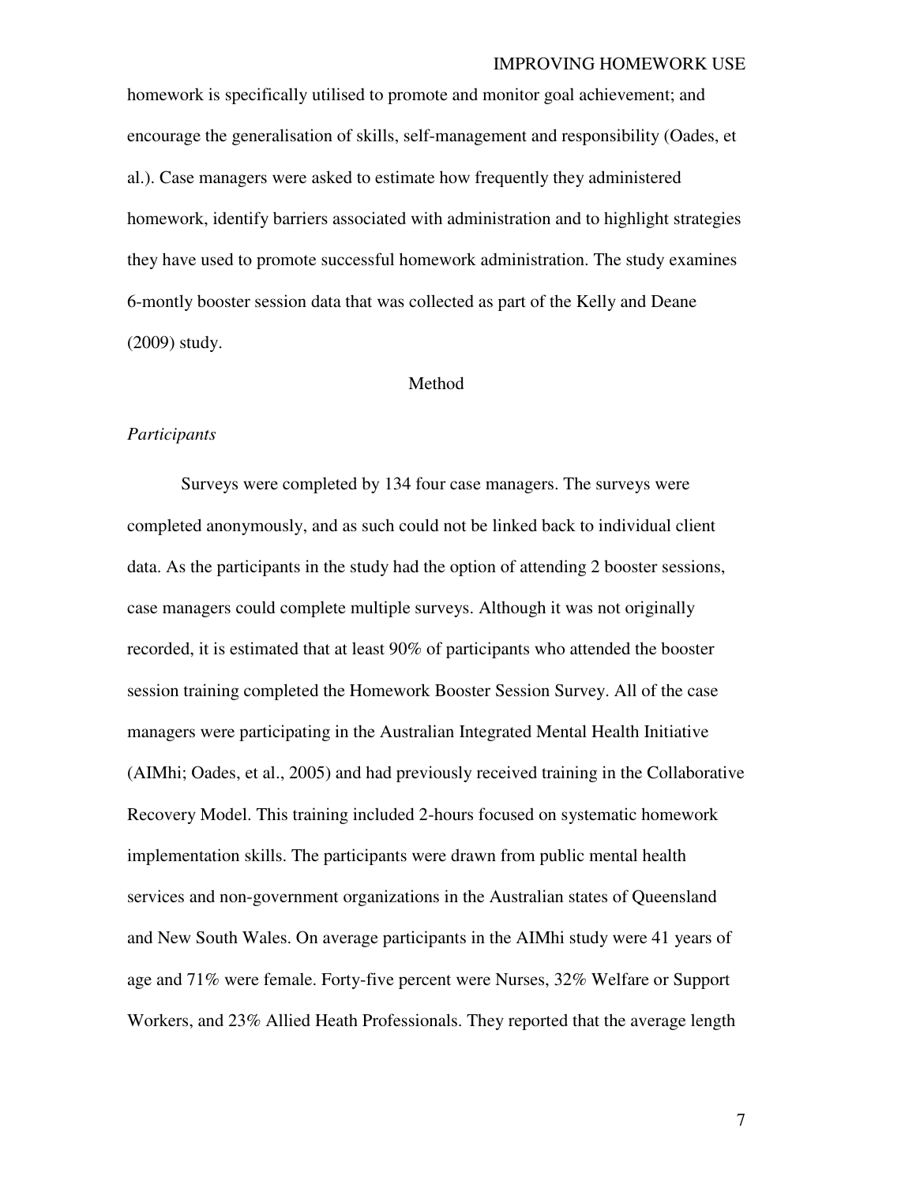homework is specifically utilised to promote and monitor goal achievement; and encourage the generalisation of skills, self-management and responsibility (Oades, et al.). Case managers were asked to estimate how frequently they administered homework, identify barriers associated with administration and to highlight strategies they have used to promote successful homework administration. The study examines 6-montly booster session data that was collected as part of the Kelly and Deane (2009) study.

## Method

### *Participants*

Surveys were completed by 134 four case managers. The surveys were completed anonymously, and as such could not be linked back to individual client data. As the participants in the study had the option of attending 2 booster sessions, case managers could complete multiple surveys. Although it was not originally recorded, it is estimated that at least 90% of participants who attended the booster session training completed the Homework Booster Session Survey. All of the case managers were participating in the Australian Integrated Mental Health Initiative (AIMhi; Oades, et al., 2005) and had previously received training in the Collaborative Recovery Model. This training included 2-hours focused on systematic homework implementation skills. The participants were drawn from public mental health services and non-government organizations in the Australian states of Queensland and New South Wales. On average participants in the AIMhi study were 41 years of age and 71% were female. Forty-five percent were Nurses, 32% Welfare or Support Workers, and 23% Allied Heath Professionals. They reported that the average length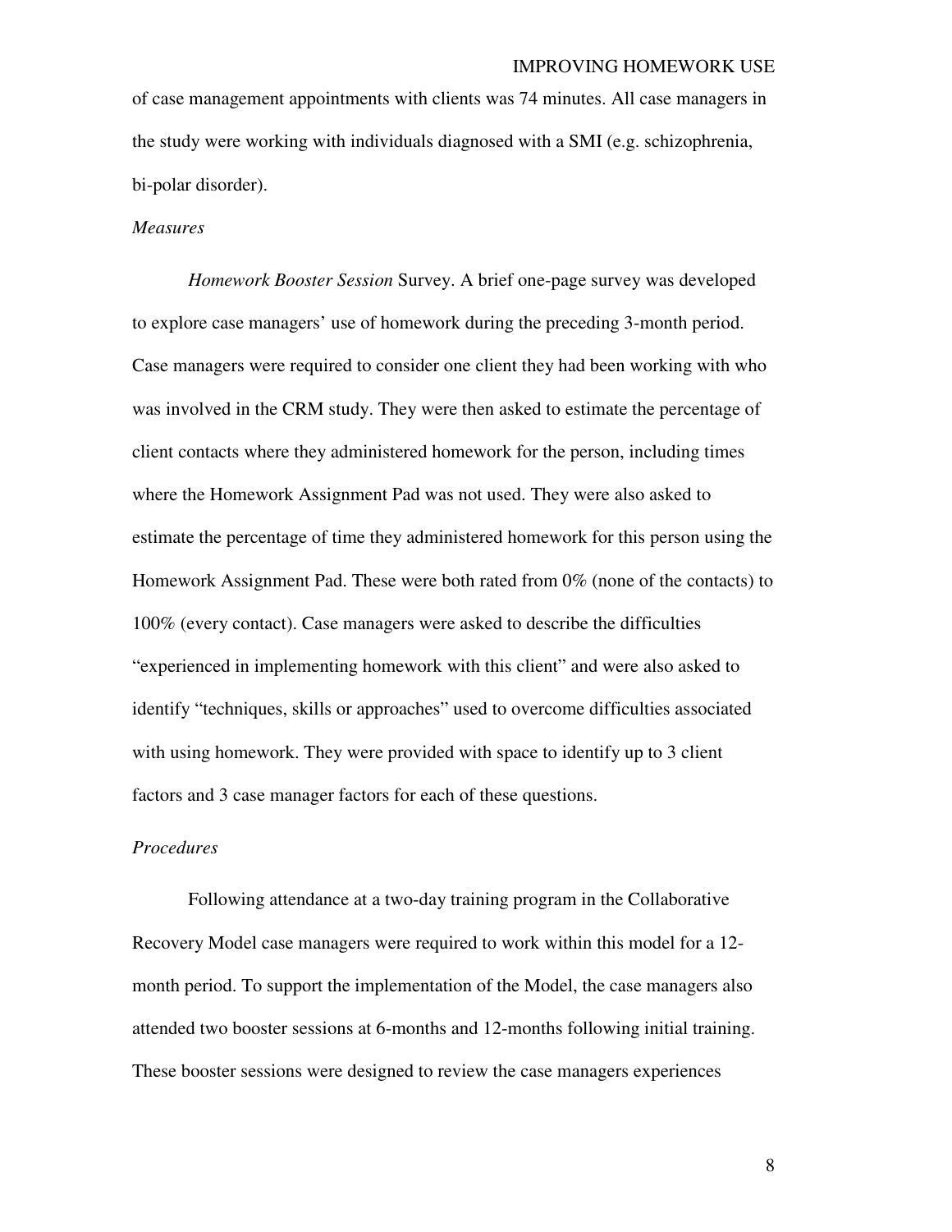of case management appointments with clients was 74 minutes. All case managers in the study were working with individuals diagnosed with a SMI (e.g. schizophrenia, bi-polar disorder).

### *Measures*

*Homework Booster Session* Survey. A brief one-page survey was developed to explore case managers' use of homework during the preceding 3-month period. Case managers were required to consider one client they had been working with who was involved in the CRM study. They were then asked to estimate the percentage of client contacts where they administered homework for the person, including times where the Homework Assignment Pad was not used. They were also asked to estimate the percentage of time they administered homework for this person using the Homework Assignment Pad. These were both rated from 0% (none of the contacts) to 100% (every contact). Case managers were asked to describe the difficulties "experienced in implementing homework with this client" and were also asked to identify "techniques, skills or approaches" used to overcome difficulties associated with using homework. They were provided with space to identify up to 3 client factors and 3 case manager factors for each of these questions.

### *Procedures*

Following attendance at a two-day training program in the Collaborative Recovery Model case managers were required to work within this model for a 12-month period. To support the implementation of the Model, the case managers also attended two booster sessions at 6-months and 12-months following initial training. These booster sessions were designed to review the case managers experiences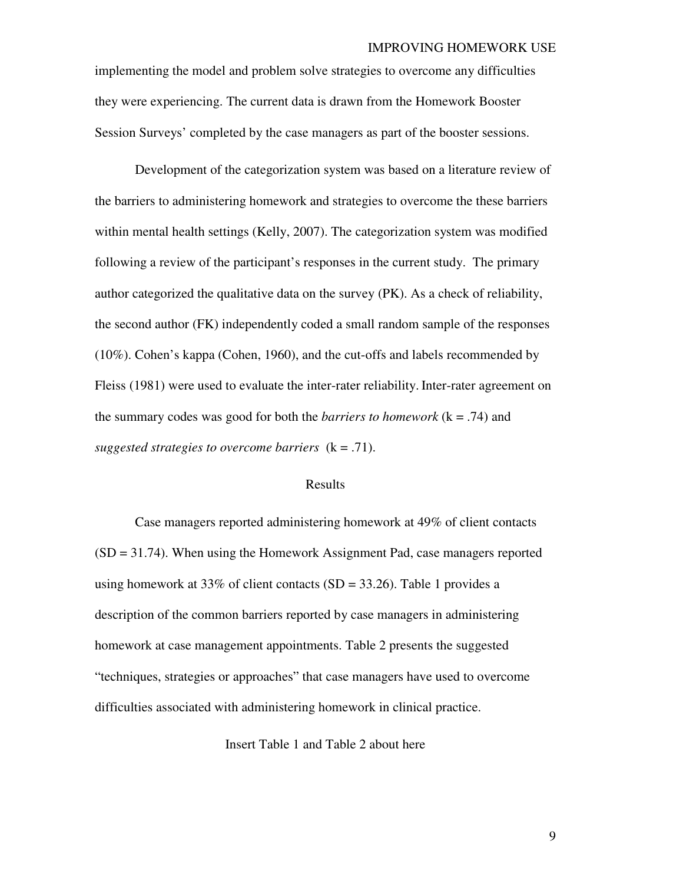implementing the model and problem solve strategies to overcome any difficulties they were experiencing. The current data is drawn from the Homework Booster Session Surveys' completed by the case managers as part of the booster sessions.

Development of the categorization system was based on a literature review of the barriers to administering homework and strategies to overcome the these barriers within mental health settings (Kelly, 2007). The categorization system was modified following a review of the participant's responses in the current study. The primary author categorized the qualitative data on the survey (PK). As a check of reliability, the second author (FK) independently coded a small random sample of the responses (10%). Cohen's kappa (Cohen, 1960), and the cut-offs and labels recommended by Fleiss (1981) were used to evaluate the inter-rater reliability. Inter-rater agreement on the summary codes was good for both the *barriers to homework* ($k = .74$) and *suggested strategies to overcome barriers* ($k = .71$).

## Results

Case managers reported administering homework at 49% of client contacts ($SD = 31.74$). When using the Homework Assignment Pad, case managers reported using homework at 33% of client contacts ($SD = 33.26$). Table 1 provides a description of the common barriers reported by case managers in administering homework at case management appointments. Table 2 presents the suggested "techniques, strategies or approaches" that case managers have used to overcome difficulties associated with administering homework in clinical practice.

Insert Table 1 and Table 2 about here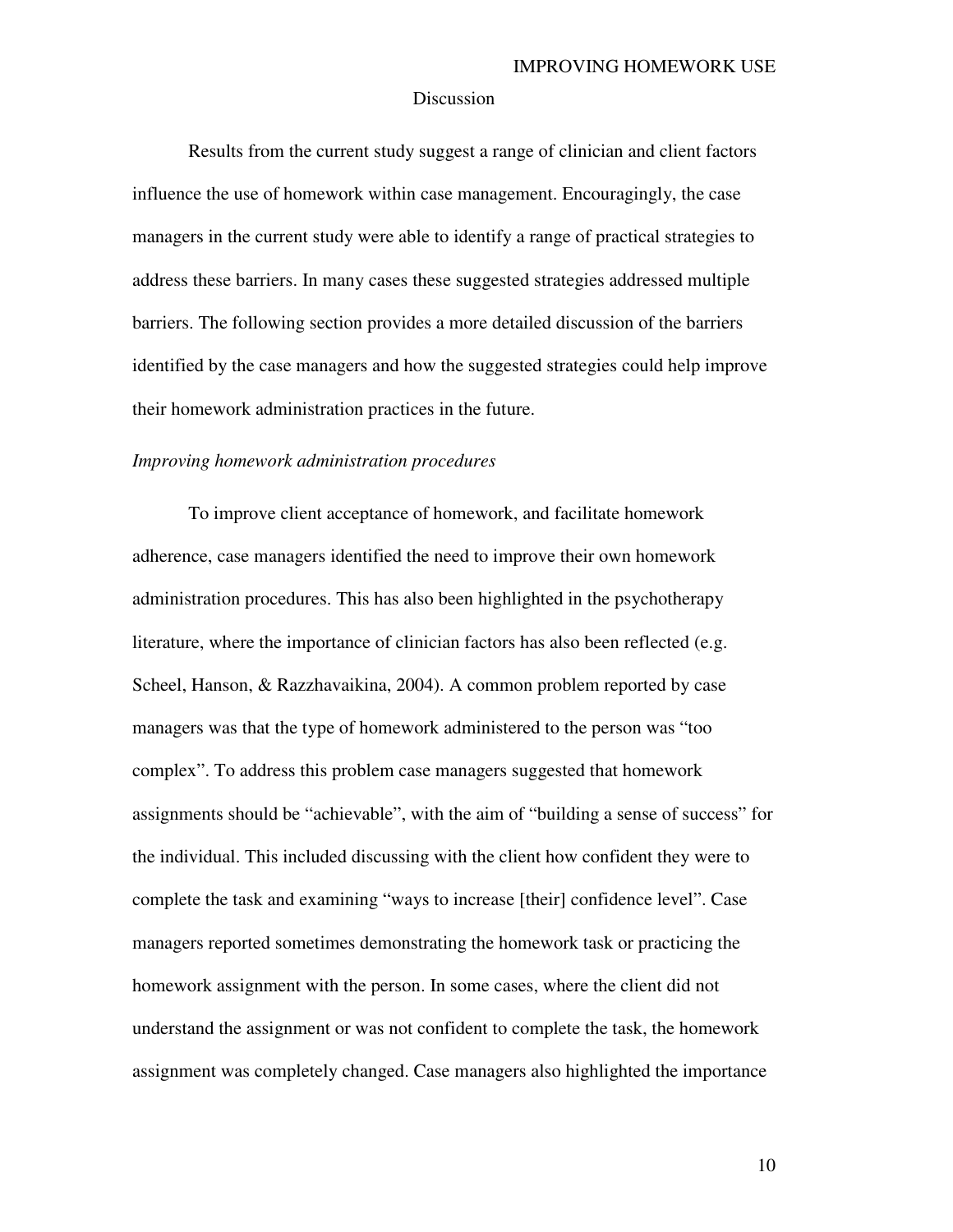## Discussion

Results from the current study suggest a range of clinician and client factors influence the use of homework within case management. Encouragingly, the case managers in the current study were able to identify a range of practical strategies to address these barriers. In many cases these suggested strategies addressed multiple barriers. The following section provides a more detailed discussion of the barriers identified by the case managers and how the suggested strategies could help improve their homework administration practices in the future.

### *Improving homework administration procedures*

To improve client acceptance of homework, and facilitate homework adherence, case managers identified the need to improve their own homework administration procedures. This has also been highlighted in the psychotherapy literature, where the importance of clinician factors has also been reflected (e.g. Scheel, Hanson, & Razzhavaikina, 2004). A common problem reported by case managers was that the type of homework administered to the person was "too complex". To address this problem case managers suggested that homework assignments should be "achievable", with the aim of "building a sense of success" for the individual. This included discussing with the client how confident they were to complete the task and examining "ways to increase [their] confidence level". Case managers reported sometimes demonstrating the homework task or practicing the homework assignment with the person. In some cases, where the client did not understand the assignment or was not confident to complete the task, the homework assignment was completely changed. Case managers also highlighted the importance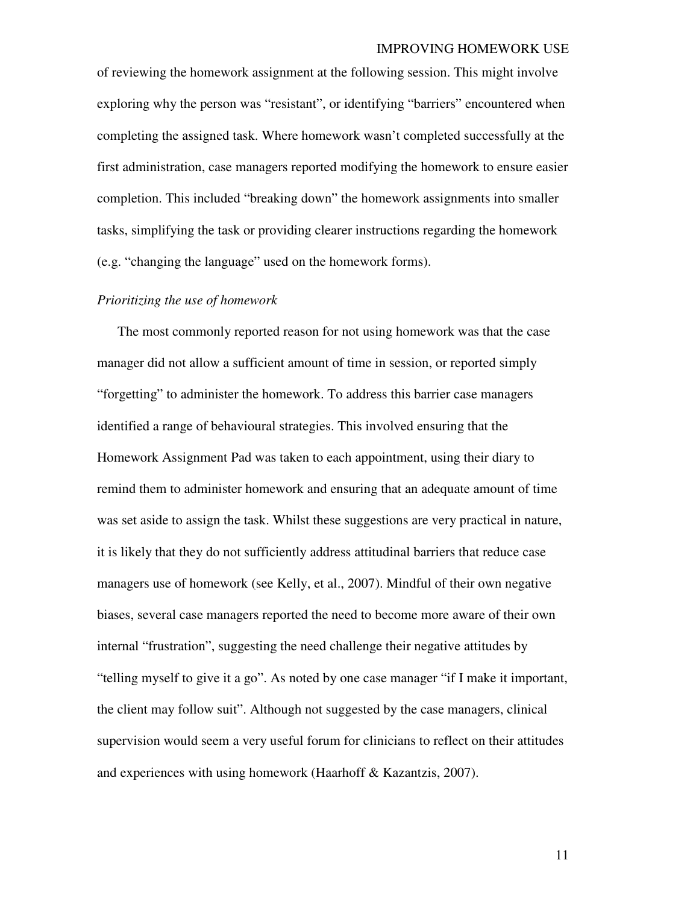of reviewing the homework assignment at the following session. This might involve exploring why the person was "resistant", or identifying "barriers" encountered when completing the assigned task. Where homework wasn't completed successfully at the first administration, case managers reported modifying the homework to ensure easier completion. This included "breaking down" the homework assignments into smaller tasks, simplifying the task or providing clearer instructions regarding the homework (e.g. "changing the language" used on the homework forms).

*Prioritizing the use of homework*

The most commonly reported reason for not using homework was that the case manager did not allow a sufficient amount of time in session, or reported simply "forgetting" to administer the homework. To address this barrier case managers identified a range of behavioural strategies. This involved ensuring that the Homework Assignment Pad was taken to each appointment, using their diary to remind them to administer homework and ensuring that an adequate amount of time was set aside to assign the task. Whilst these suggestions are very practical in nature, it is likely that they do not sufficiently address attitudinal barriers that reduce case managers use of homework (see Kelly, et al., 2007). Mindful of their own negative biases, several case managers reported the need to become more aware of their own internal "frustration", suggesting the need challenge their negative attitudes by "telling myself to give it a go". As noted by one case manager "if I make it important, the client may follow suit". Although not suggested by the case managers, clinical supervision would seem a very useful forum for clinicians to reflect on their attitudes and experiences with using homework (Haarhoff & Kazantzis, 2007).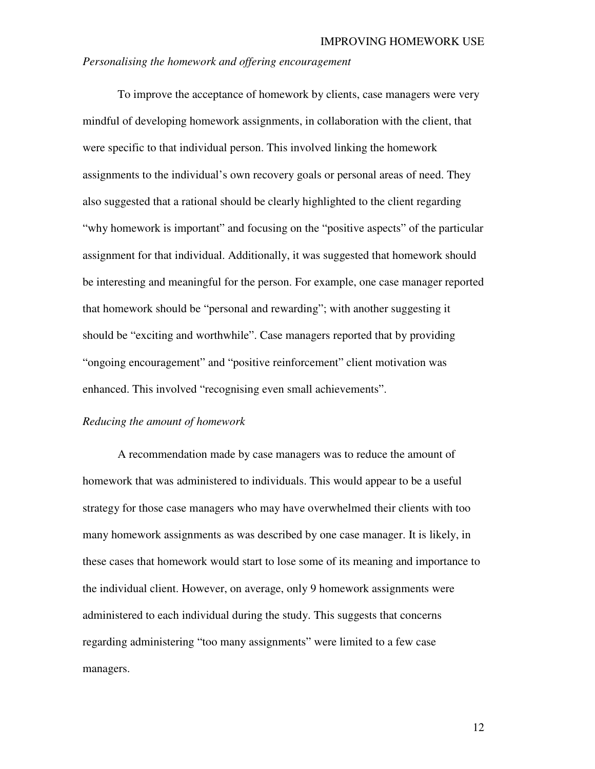*Personalising the homework and offering encouragement*

To improve the acceptance of homework by clients, case managers were very mindful of developing homework assignments, in collaboration with the client, that were specific to that individual person. This involved linking the homework assignments to the individual's own recovery goals or personal areas of need. They also suggested that a rational should be clearly highlighted to the client regarding "why homework is important" and focusing on the "positive aspects" of the particular assignment for that individual. Additionally, it was suggested that homework should be interesting and meaningful for the person. For example, one case manager reported that homework should be "personal and rewarding"; with another suggesting it should be "exciting and worthwhile". Case managers reported that by providing "ongoing encouragement" and "positive reinforcement" client motivation was enhanced. This involved "recognising even small achievements".

*Reducing the amount of homework*

A recommendation made by case managers was to reduce the amount of homework that was administered to individuals. This would appear to be a useful strategy for those case managers who may have overwhelmed their clients with too many homework assignments as was described by one case manager. It is likely, in these cases that homework would start to lose some of its meaning and importance to the individual client. However, on average, only 9 homework assignments were administered to each individual during the study. This suggests that concerns regarding administering "too many assignments" were limited to a few case managers.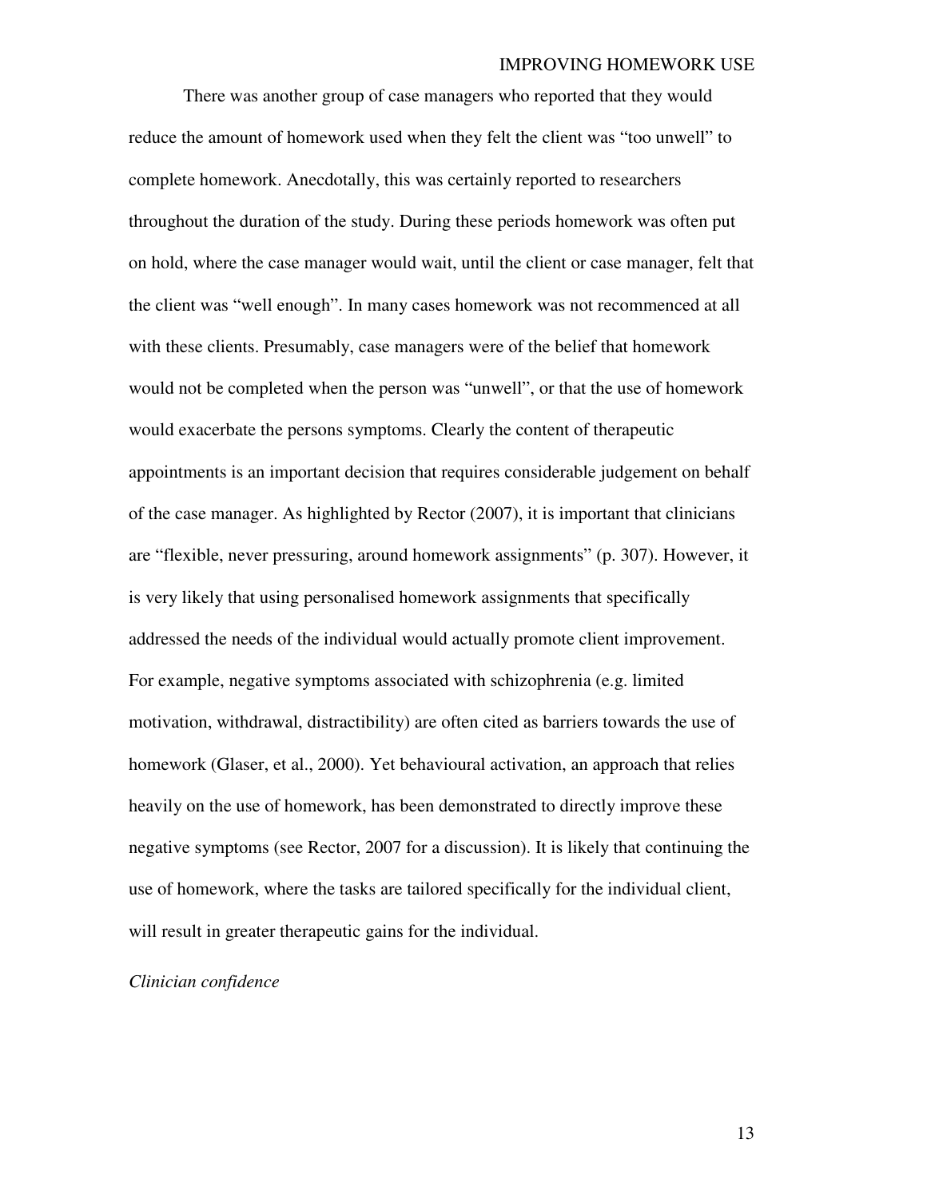There was another group of case managers who reported that they would reduce the amount of homework used when they felt the client was “too unwell” to complete homework. Anecdotally, this was certainly reported to researchers throughout the duration of the study. During these periods homework was often put on hold, where the case manager would wait, until the client or case manager, felt that the client was “well enough”. In many cases homework was not recommenced at all with these clients. Presumably, case managers were of the belief that homework would not be completed when the person was “unwell”, or that the use of homework would exacerbate the persons symptoms. Clearly the content of therapeutic appointments is an important decision that requires considerable judgement on behalf of the case manager. As highlighted by Rector (2007), it is important that clinicians are “flexible, never pressuring, around homework assignments” (p. 307). However, it is very likely that using personalised homework assignments that specifically addressed the needs of the individual would actually promote client improvement. For example, negative symptoms associated with schizophrenia (e.g. limited motivation, withdrawal, distractibility) are often cited as barriers towards the use of homework (Glaser, et al., 2000). Yet behavioural activation, an approach that relies heavily on the use of homework, has been demonstrated to directly improve these negative symptoms (see Rector, 2007 for a discussion). It is likely that continuing the use of homework, where the tasks are tailored specifically for the individual client, will result in greater therapeutic gains for the individual.

*Clinician confidence*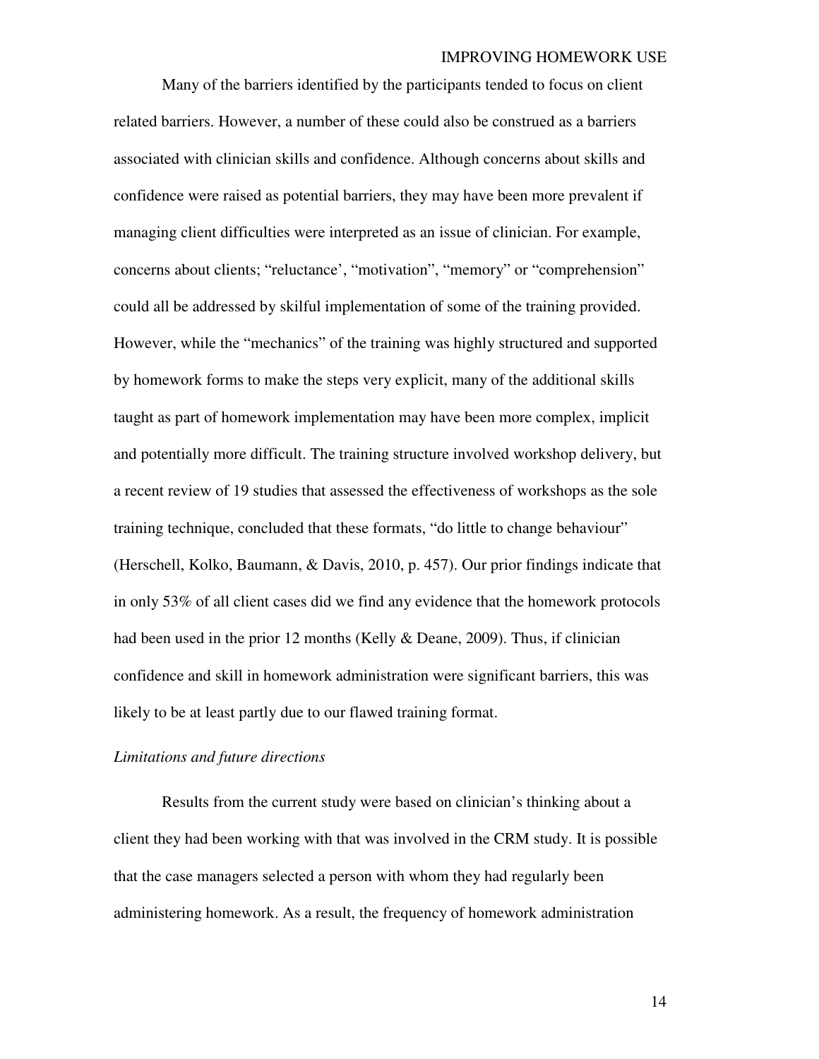Many of the barriers identified by the participants tended to focus on client related barriers. However, a number of these could also be construed as a barriers associated with clinician skills and confidence. Although concerns about skills and confidence were raised as potential barriers, they may have been more prevalent if managing client difficulties were interpreted as an issue of clinician. For example, concerns about clients; “reluctance’, “motivation”, “memory” or “comprehension” could all be addressed by skilful implementation of some of the training provided. However, while the “mechanics” of the training was highly structured and supported by homework forms to make the steps very explicit, many of the additional skills taught as part of homework implementation may have been more complex, implicit and potentially more difficult. The training structure involved workshop delivery, but a recent review of 19 studies that assessed the effectiveness of workshops as the sole training technique, concluded that these formats, “do little to change behaviour” (Herschell, Kolko, Baumann, & Davis, 2010, p. 457). Our prior findings indicate that in only 53% of all client cases did we find any evidence that the homework protocols had been used in the prior 12 months (Kelly & Deane, 2009). Thus, if clinician confidence and skill in homework administration were significant barriers, this was likely to be at least partly due to our flawed training format.

*Limitations and future directions*

Results from the current study were based on clinician’s thinking about a client they had been working with that was involved in the CRM study. It is possible that the case managers selected a person with whom they had regularly been administering homework. As a result, the frequency of homework administration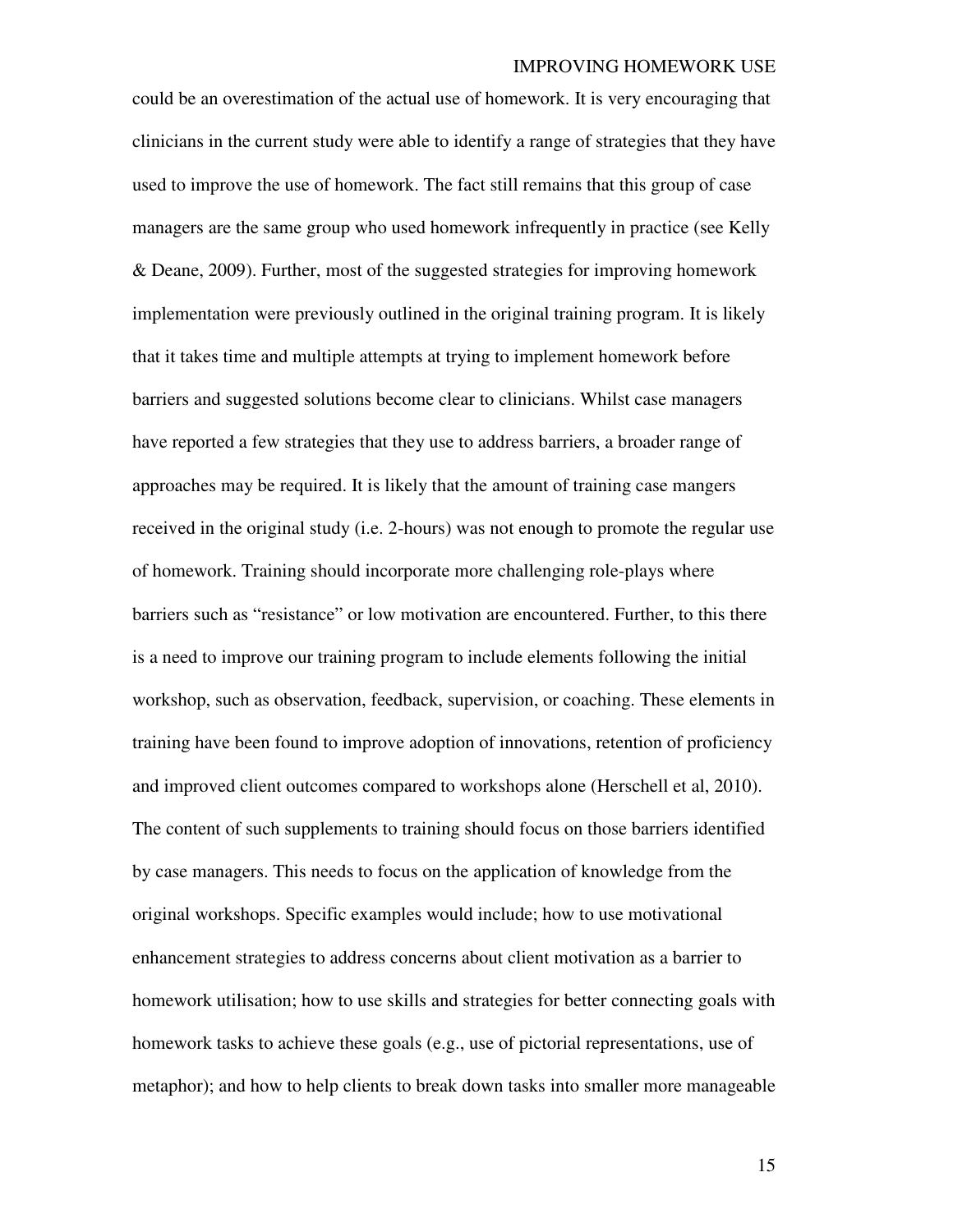could be an overestimation of the actual use of homework. It is very encouraging that clinicians in the current study were able to identify a range of strategies that they have used to improve the use of homework. The fact still remains that this group of case managers are the same group who used homework infrequently in practice (see Kelly & Deane, 2009). Further, most of the suggested strategies for improving homework implementation were previously outlined in the original training program. It is likely that it takes time and multiple attempts at trying to implement homework before barriers and suggested solutions become clear to clinicians. Whilst case managers have reported a few strategies that they use to address barriers, a broader range of approaches may be required. It is likely that the amount of training case mangers received in the original study (i.e. 2-hours) was not enough to promote the regular use of homework. Training should incorporate more challenging role-plays where barriers such as "resistance" or low motivation are encountered. Further, to this there is a need to improve our training program to include elements following the initial workshop, such as observation, feedback, supervision, or coaching. These elements in training have been found to improve adoption of innovations, retention of proficiency and improved client outcomes compared to workshops alone (Herschell et al, 2010). The content of such supplements to training should focus on those barriers identified by case managers. This needs to focus on the application of knowledge from the original workshops. Specific examples would include; how to use motivational enhancement strategies to address concerns about client motivation as a barrier to homework utilisation; how to use skills and strategies for better connecting goals with homework tasks to achieve these goals (e.g., use of pictorial representations, use of metaphor); and how to help clients to break down tasks into smaller more manageable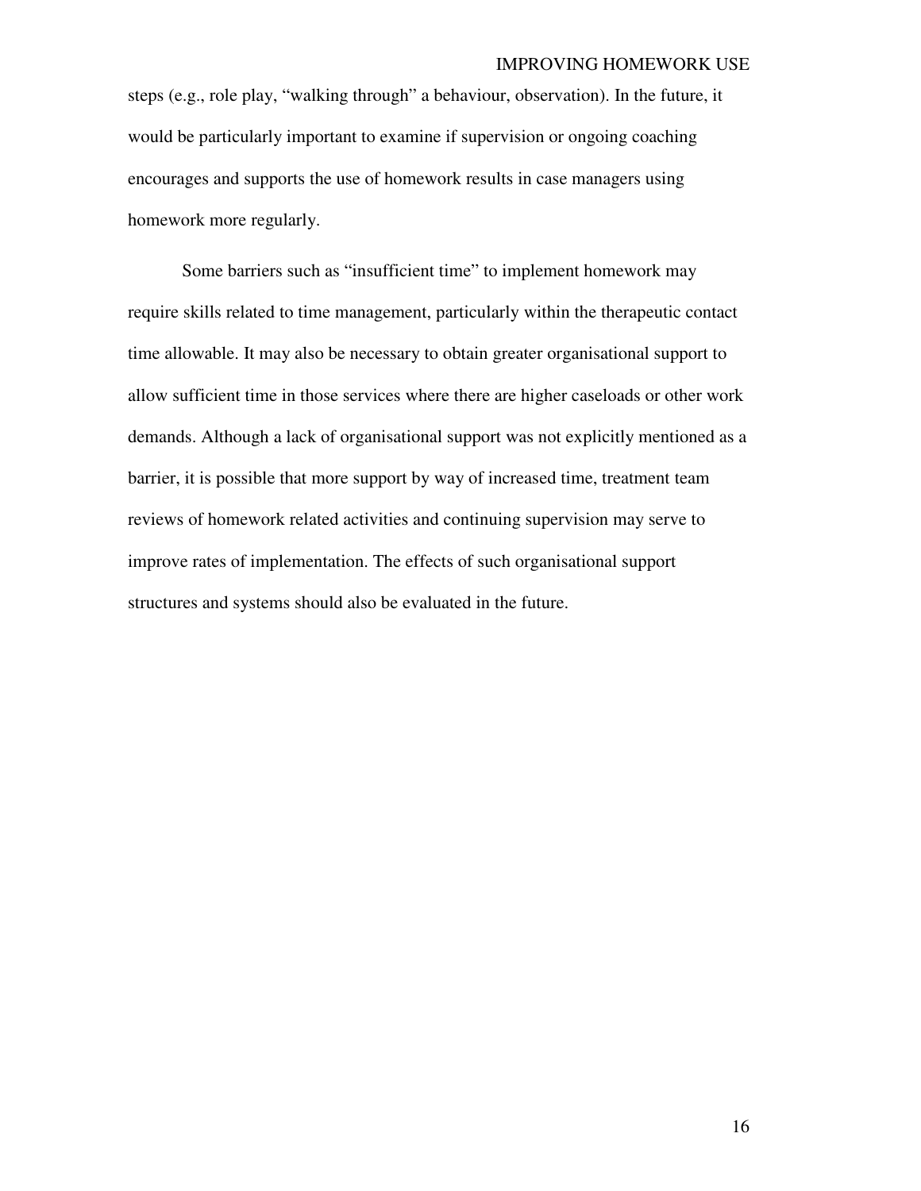steps (e.g., role play, “walking through” a behaviour, observation). In the future, it would be particularly important to examine if supervision or ongoing coaching encourages and supports the use of homework results in case managers using homework more regularly.

Some barriers such as “insufficient time” to implement homework may require skills related to time management, particularly within the therapeutic contact time allowable. It may also be necessary to obtain greater organisational support to allow sufficient time in those services where there are higher caseloads or other work demands. Although a lack of organisational support was not explicitly mentioned as a barrier, it is possible that more support by way of increased time, treatment team reviews of homework related activities and continuing supervision may serve to improve rates of implementation. The effects of such organisational support structures and systems should also be evaluated in the future.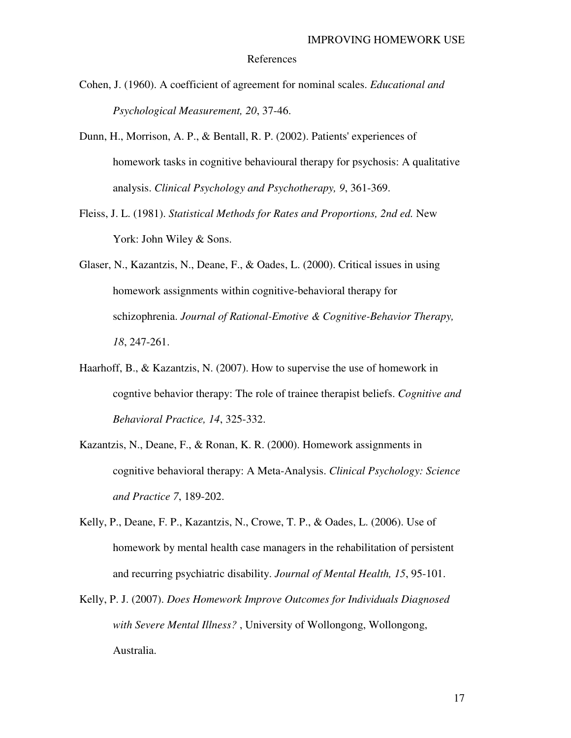# References

Cohen, J. (1960). A coefficient of agreement for nominal scales. *Educational and Psychological Measurement, 20*, 37-46.

Dunn, H., Morrison, A. P., & Bentall, R. P. (2002). Patients' experiences of homework tasks in cognitive behavioural therapy for psychosis: A qualitative analysis. *Clinical Psychology and Psychotherapy, 9*, 361-369.

Fleiss, J. L. (1981). *Statistical Methods for Rates and Proportions, 2nd ed.* New York: John Wiley & Sons.

Glaser, N., Kazantzis, N., Deane, F., & Oades, L. (2000). Critical issues in using homework assignments within cognitive-behavioral therapy for schizophrenia. *Journal of Rational-Emotive & Cognitive-Behavior Therapy, 18*, 247-261.

Haarhoff, B., & Kazantzis, N. (2007). How to supervise the use of homework in cogntive behavior therapy: The role of trainee therapist beliefs. *Cognitive and Behavioral Practice, 14*, 325-332.

Kazantzis, N., Deane, F., & Ronan, K. R. (2000). Homework assignments in cognitive behavioral therapy: A Meta-Analysis. *Clinical Psychology: Science and Practice 7*, 189-202.

Kelly, P., Deane, F. P., Kazantzis, N., Crowe, T. P., & Oades, L. (2006). Use of homework by mental health case managers in the rehabilitation of persistent and recurring psychiatric disability. *Journal of Mental Health, 15*, 95-101.

Kelly, P. J. (2007). *Does Homework Improve Outcomes for Individuals Diagnosed with Severe Mental Illness?* , University of Wollongong, Wollongong, Australia.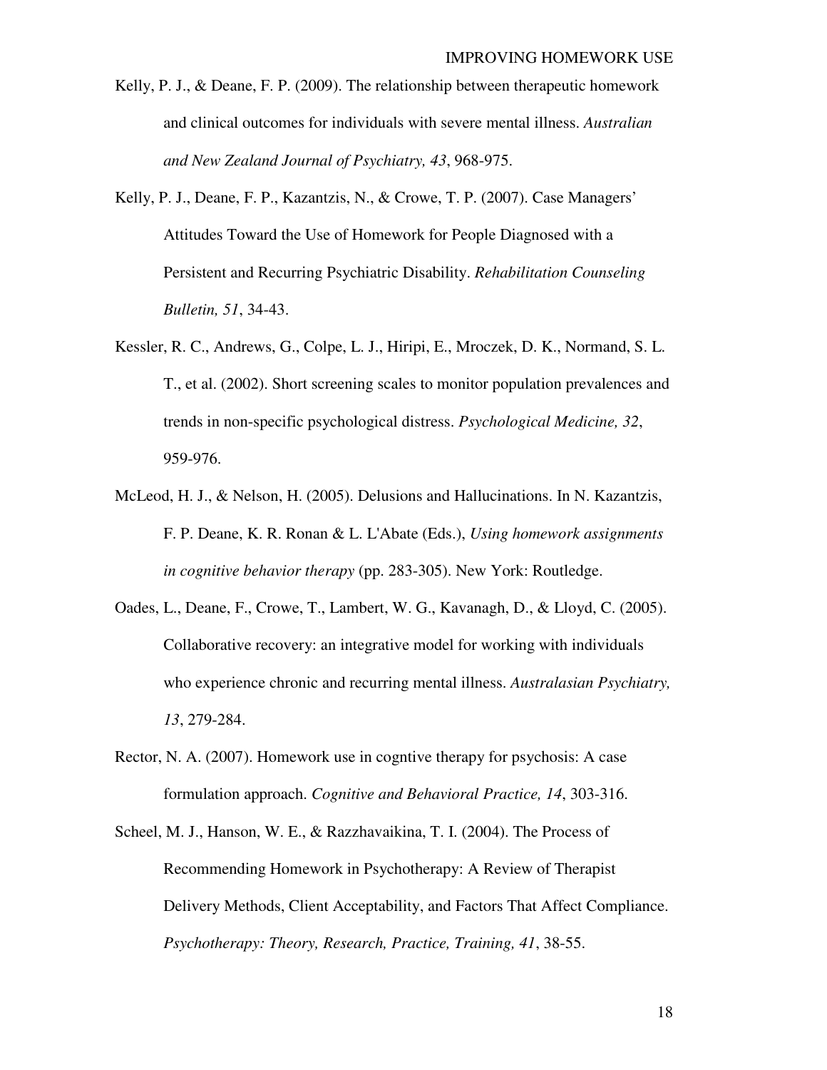Kelly, P. J., & Deane, F. P. (2009). The relationship between therapeutic homework and clinical outcomes for individuals with severe mental illness. *Australian and New Zealand Journal of Psychiatry, 43*, 968-975.

Kelly, P. J., Deane, F. P., Kazantzis, N., & Crowe, T. P. (2007). Case Managers' Attitudes Toward the Use of Homework for People Diagnosed with a Persistent and Recurring Psychiatric Disability. *Rehabilitation Counseling Bulletin, 51*, 34-43.

Kessler, R. C., Andrews, G., Colpe, L. J., Hiripi, E., Mroczek, D. K., Normand, S. L. T., et al. (2002). Short screening scales to monitor population prevalences and trends in non-specific psychological distress. *Psychological Medicine, 32*, 959-976.

McLeod, H. J., & Nelson, H. (2005). Delusions and Hallucinations. In N. Kazantzis, F. P. Deane, K. R. Ronan & L. L'Abate (Eds.), *Using homework assignments in cognitive behavior therapy* (pp. 283-305). New York: Routledge.

Oades, L., Deane, F., Crowe, T., Lambert, W. G., Kavanagh, D., & Lloyd, C. (2005). Collaborative recovery: an integrative model for working with individuals who experience chronic and recurring mental illness. *Australasian Psychiatry, 13*, 279-284.

Rector, N. A. (2007). Homework use in cogntive therapy for psychosis: A case formulation approach. *Cognitive and Behavioral Practice, 14*, 303-316.

Scheel, M. J., Hanson, W. E., & Razzhavaikina, T. I. (2004). The Process of Recommending Homework in Psychotherapy: A Review of Therapist Delivery Methods, Client Acceptability, and Factors That Affect Compliance. *Psychotherapy: Theory, Research, Practice, Training, 41*, 38-55.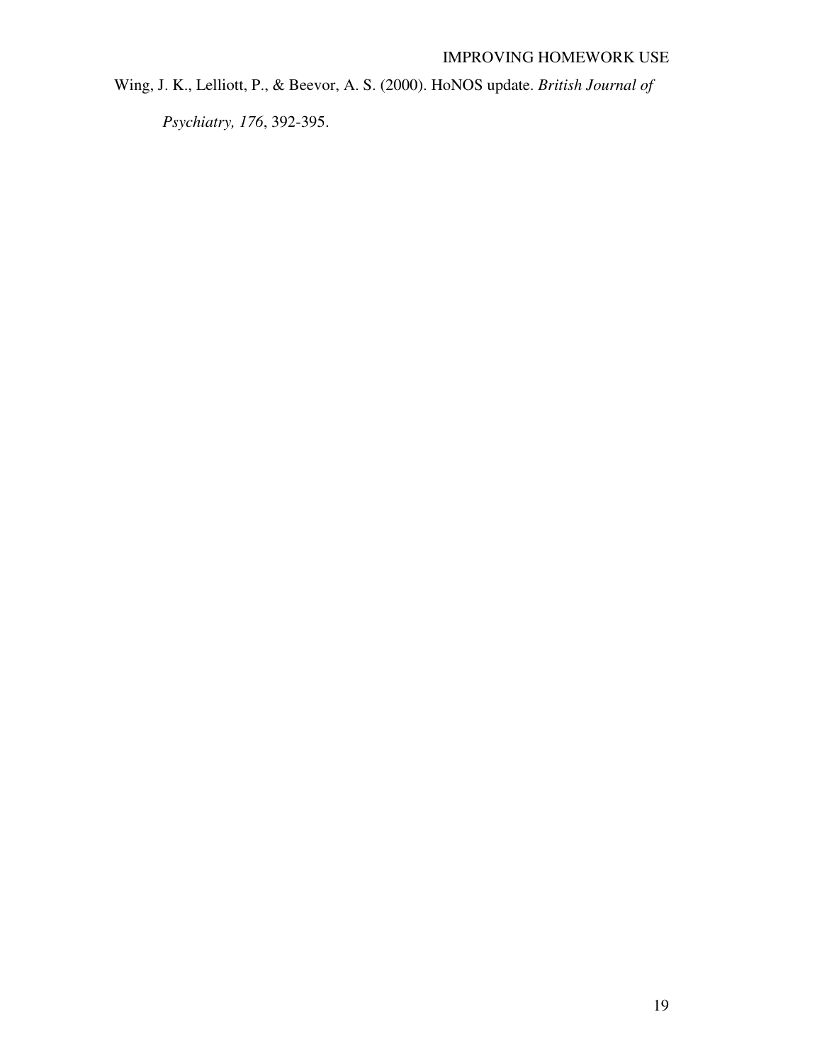Wing, J. K., Lelliott, P., & Beevor, A. S. (2000). HoNOS update. *British Journal of Psychiatry, 176*, 392-395.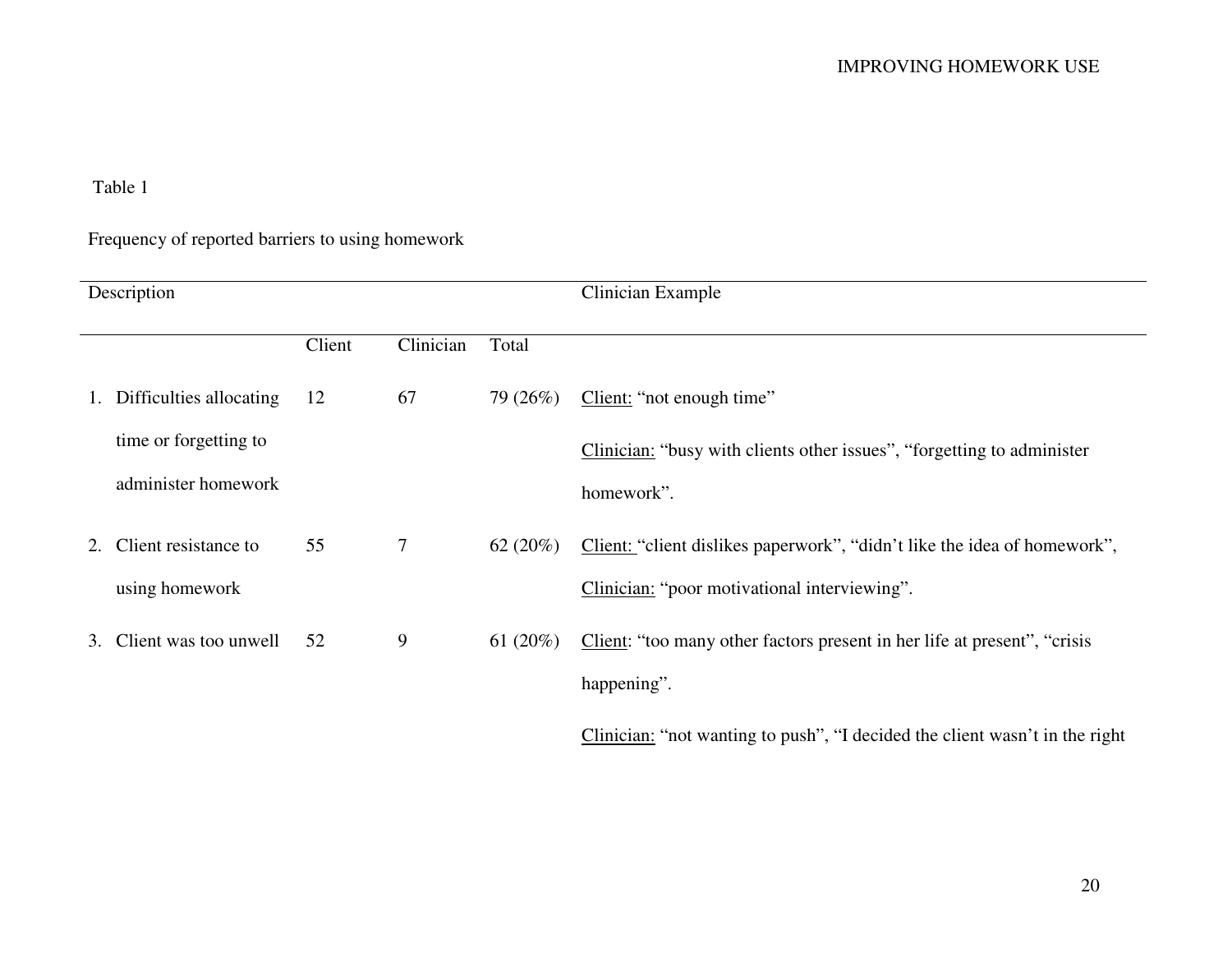Table 1

Frequency of reported barriers to using homework

| Description | Client | Clinician | Total | Clinician Example |
|---|---|---|---|---|
| 1. Difficulties allocating time or forgetting to administer homework | 12 | 67 | 79 (26%) | Client: "not enough time" Clinician: "busy with clients other issues", "forgetting to administer homework". |
| 2. Client resistance to using homework | 55 | 7 | 62 (20%) | Client: "client dislikes paperwork", "didn't like the idea of homework", Clinician: "poor motivational interviewing". |
| 3. Client was too unwell | 52 | 9 | 61 (20%) | Client: "too many other factors present in her life at present", "crisis happening". Clinician: "not wanting to push", "I decided the client wasn't in the right |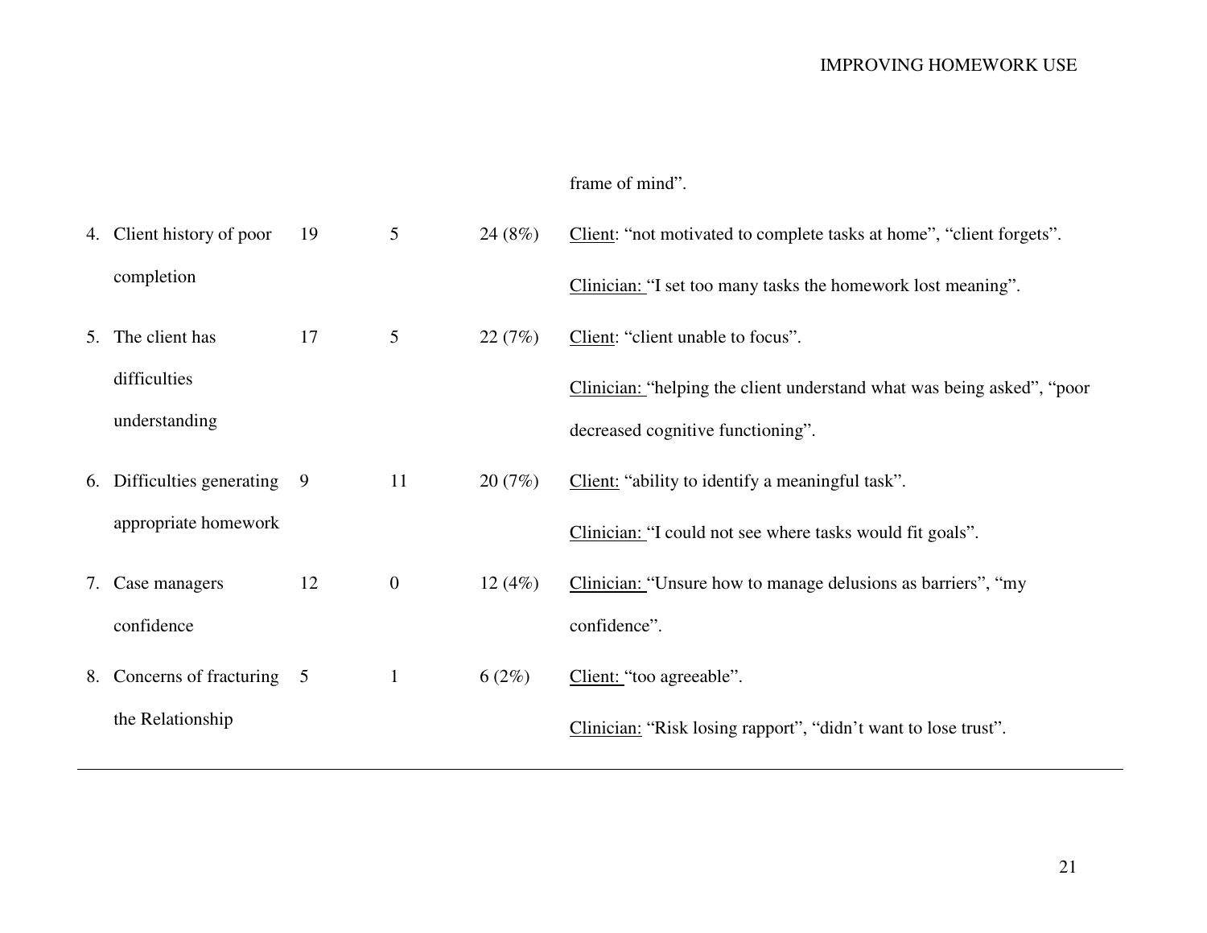| | | | | frame of mind”. |
|---|---|---|---|---|
| 4. Client history of poor completion | 19 | 5 | 24 (8%) | Client: “not motivated to complete tasks at home”, “client forgets”. Clinician: “I set too many tasks the homework lost meaning”. |
| 5. The client has difficulties understanding | 17 | 5 | 22 (7%) | Client: “client unable to focus”. Clinician: “helping the client understand what was being asked”, “poor decreased cognitive functioning”. |
| 6. Difficulties generating appropriate homework | 9 | 11 | 20 (7%) | Client: “ability to identify a meaningful task”. Clinician: “I could not see where tasks would fit goals”. |
| 7. Case managers confidence | 12 | 0 | 12 (4%) | Clinician: “Unsure how to manage delusions as barriers”, “my confidence”. |
| 8. Concerns of fracturing the Relationship | 5 | 1 | 6 (2%) | Client: “too agreeable”. Clinician: “Risk losing rapport”, “didn’t want to lose trust”. |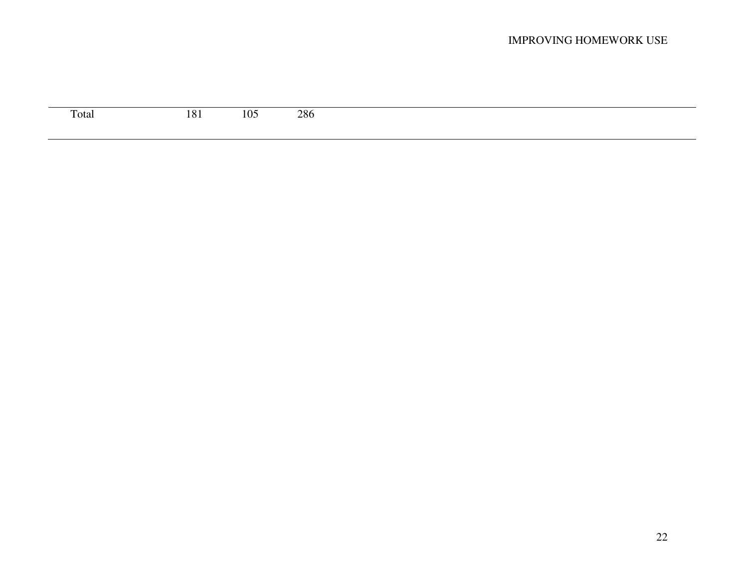| | | | |
|---|---|---|---|
| Total | 181 | 105 | 286 |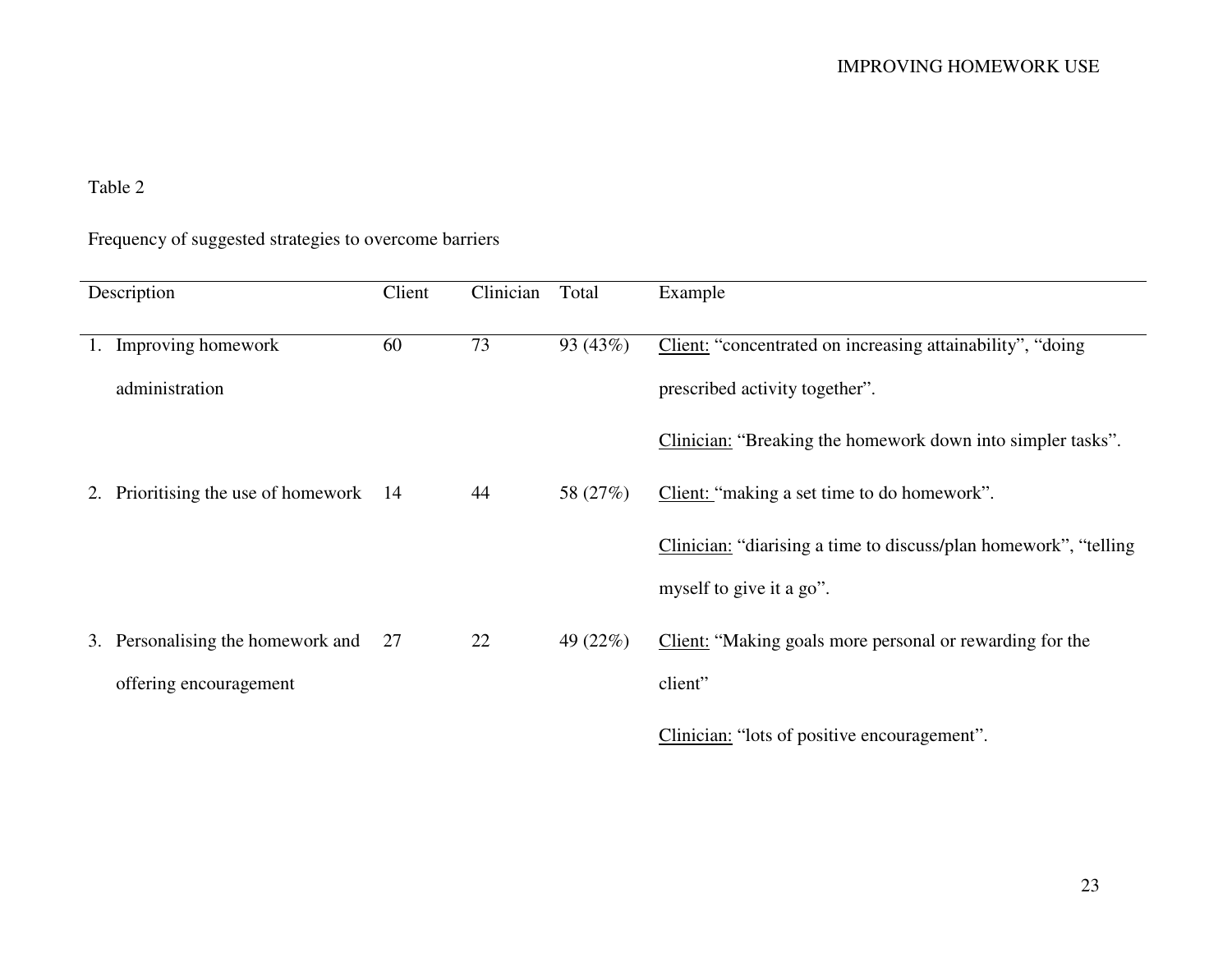Table 2

Frequency of suggested strategies to overcome barriers

| Description | Client | Clinician | Total | Example |
|---|---|---|---|---|
| 1. Improving homework administration | 60 | 73 | 93 (43%) | Client: “concentrated on increasing attainability”, “doing prescribed activity together”. Clinician: “Breaking the homework down into simpler tasks”. |
| 2. Prioritising the use of homework | 14 | 44 | 58 (27%) | Client: “making a set time to do homework”. Clinician: “diarising a time to discuss/plan homework”, “telling myself to give it a go”. |
| 3. Personalising the homework and offering encouragement | 27 | 22 | 49 (22%) | Client: “Making goals more personal or rewarding for the client” Clinician: “lots of positive encouragement”. |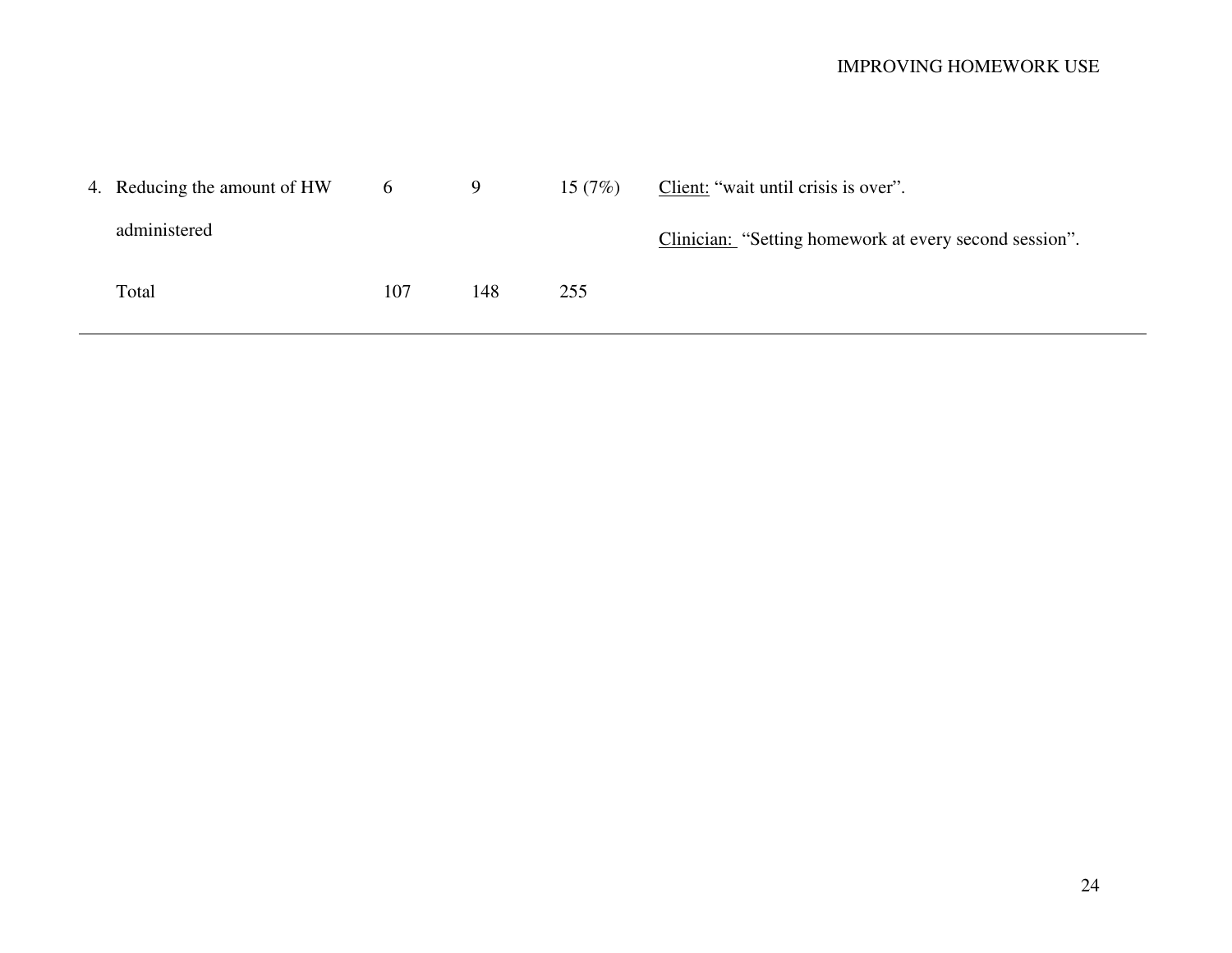| | | | | |
|---|---|---|---|---|
| 4. Reducing the amount of HW administered | 6 | 9 | 15 (7%) | Client: “wait until crisis is over”.<br>Clinician: “Setting homework at every second session”. |
| Total | 107 | 148 | 255 | |